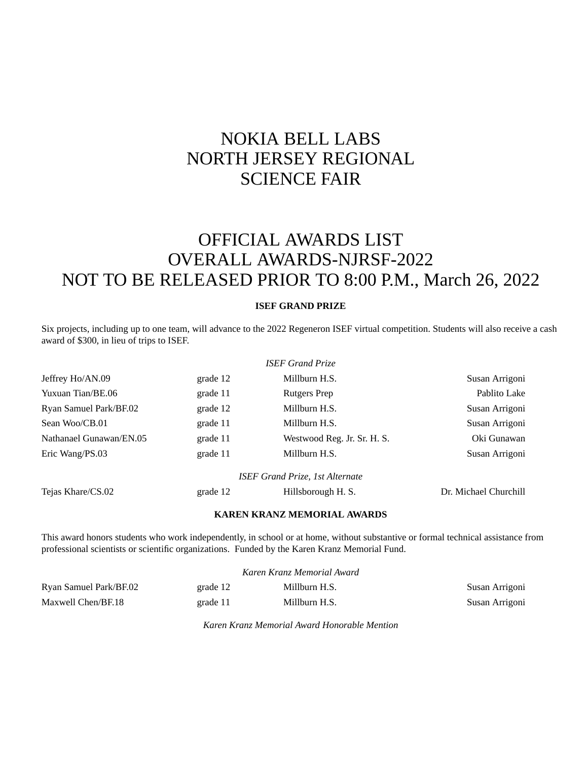# NOKIA BELL LABS
# NORTH JERSEY REGIONAL
# SCIENCE FAIR

# OFFICIAL AWARDS LIST
# OVERALL AWARDS-NJRSF-2022
# NOT TO BE RELEASED PRIOR TO 8:00 P.M., March 26, 2022

**ISEF GRAND PRIZE**

Six projects, including up to one team, will advance to the 2022 Regeneron ISEF virtual competition. Students will also receive a cash award of $300, in lieu of trips to ISEF.

*ISEF Grand Prize*

| | | | |
|---|---|---|---|
| Jeffrey Ho/AN.09 | grade 12 | Millburn H.S. | Susan Arrigoni |
| Yuxuan Tian/BE.06 | grade 11 | Rutgers Prep | Pablito Lake |
| Ryan Samuel Park/BF.02 | grade 12 | Millburn H.S. | Susan Arrigoni |
| Sean Woo/CB.01 | grade 11 | Millburn H.S. | Susan Arrigoni |
| Nathanael Gunawan/EN.05 | grade 11 | Westwood Reg. Jr. Sr. H. S. | Oki Gunawan |
| Eric Wang/PS.03 | grade 11 | Millburn H.S. | Susan Arrigoni |

*ISEF Grand Prize, 1st Alternate*

| | | | |
|---|---|---|---|
| Tejas Khare/CS.02 | grade 12 | Hillsborough H. S. | Dr. Michael Churchill |

**KAREN KRANZ MEMORIAL AWARDS**

This award honors students who work independently, in school or at home, without substantive or formal technical assistance from professional scientists or scientific organizations. Funded by the Karen Kranz Memorial Fund.

*Karen Kranz Memorial Award*

| | | | |
|---|---|---|---|
| Ryan Samuel Park/BF.02 | grade 12 | Millburn H.S. | Susan Arrigoni |
| Maxwell Chen/BF.18 | grade 11 | Millburn H.S. | Susan Arrigoni |

*Karen Kranz Memorial Award Honorable Mention*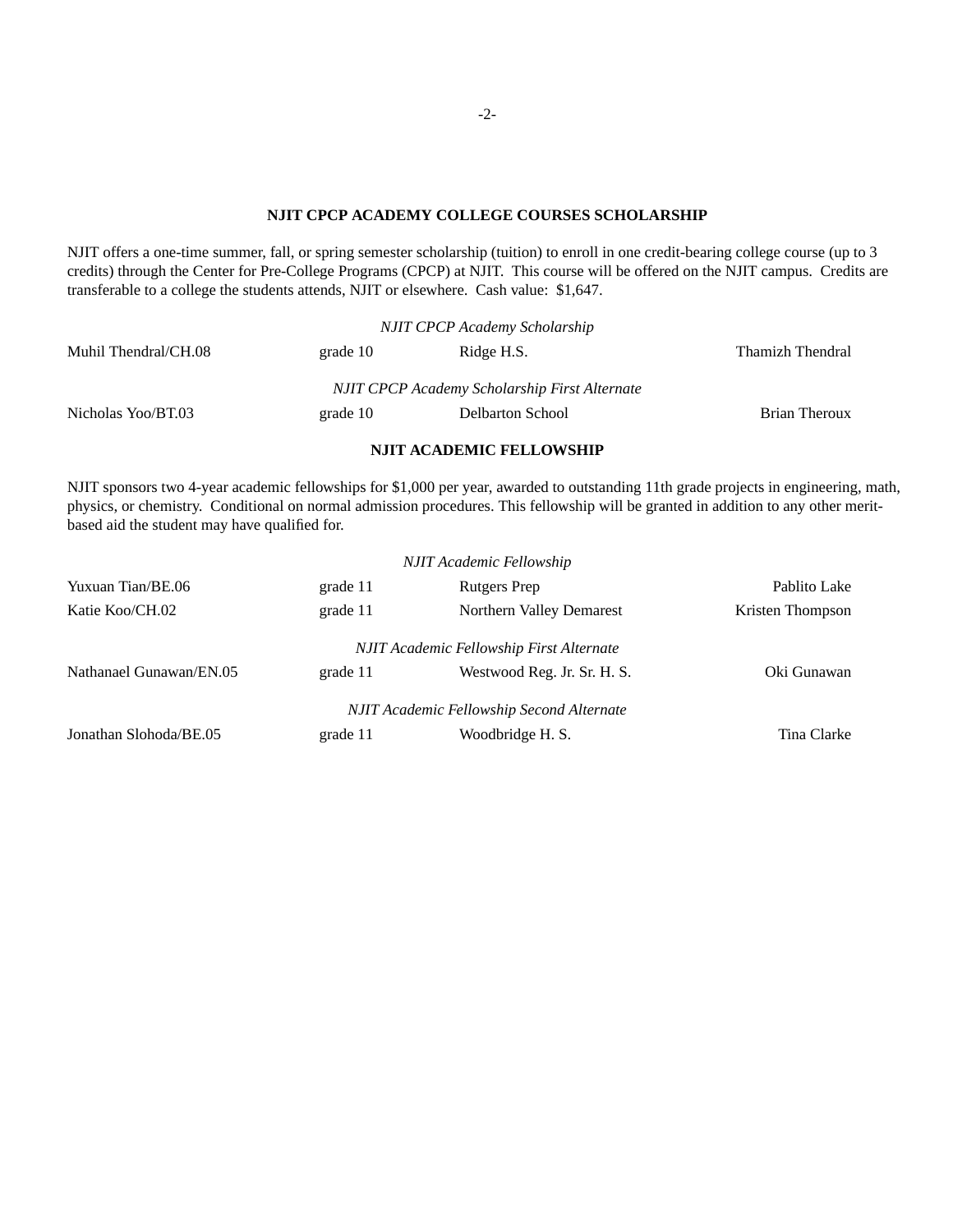## NJIT CPCP ACADEMY COLLEGE COURSES SCHOLARSHIP

NJIT offers a one-time summer, fall, or spring semester scholarship (tuition) to enroll in one credit-bearing college course (up to 3 credits) through the Center for Pre-College Programs (CPCP) at NJIT. This course will be offered on the NJIT campus. Credits are transferable to a college the students attends, NJIT or elsewhere. Cash value: $1,647.

*NJIT CPCP Academy Scholarship*

| | | | |
|---|---|---|---|
| Muhil Thendral/CH.08 | grade 10 | Ridge H.S. | Thamizh Thendral |

*NJIT CPCP Academy Scholarship First Alternate*

| | | | |
|---|---|---|---|
| Nicholas Yoo/BT.03 | grade 10 | Delbarton School | Brian Theroux |

## NJIT ACADEMIC FELLOWSHIP

NJIT sponsors two 4-year academic fellowships for $1,000 per year, awarded to outstanding 11th grade projects in engineering, math, physics, or chemistry. Conditional on normal admission procedures. This fellowship will be granted in addition to any other merit-based aid the student may have qualified for.

*NJIT Academic Fellowship*

| | | | |
|---|---|---|---|
| Yuxuan Tian/BE.06 | grade 11 | Rutgers Prep | Pablito Lake |
| Katie Koo/CH.02 | grade 11 | Northern Valley Demarest | Kristen Thompson |

*NJIT Academic Fellowship First Alternate*

| | | | |
|---|---|---|---|
| Nathanael Gunawan/EN.05 | grade 11 | Westwood Reg. Jr. Sr. H. S. | Oki Gunawan |

*NJIT Academic Fellowship Second Alternate*

| | | | |
|---|---|---|---|
| Jonathan Slohoda/BE.05 | grade 11 | Woodbridge H. S. | Tina Clarke |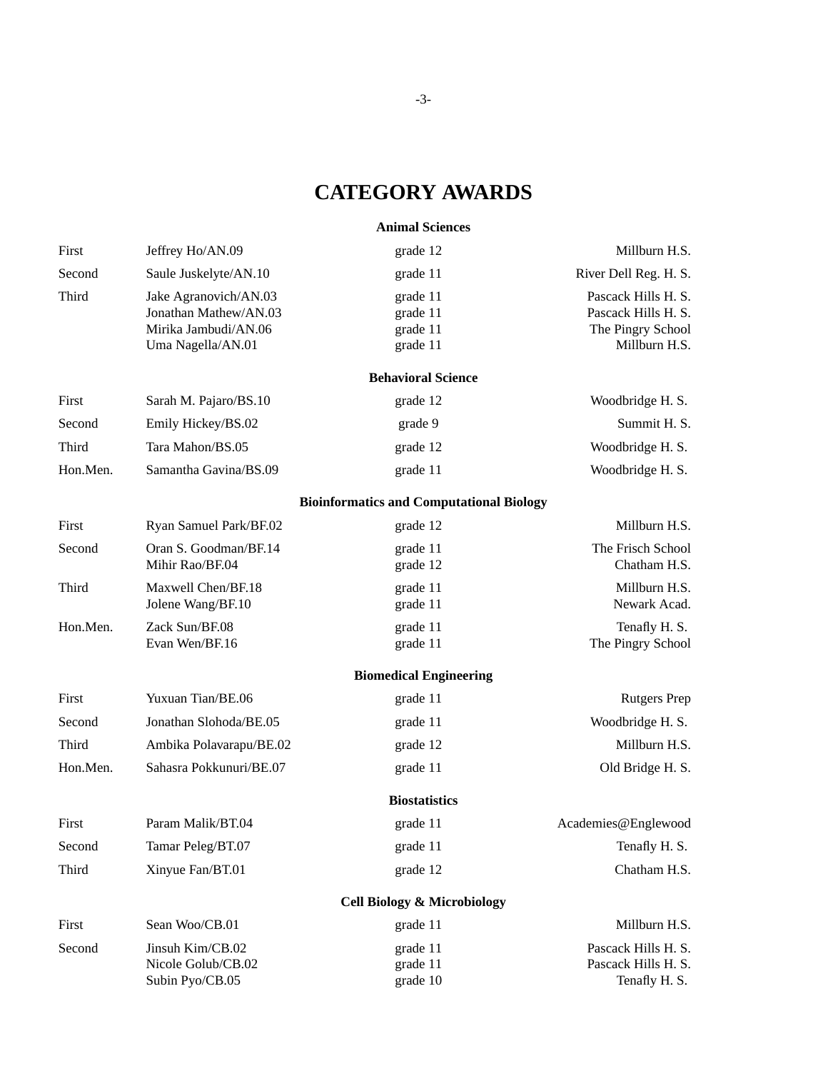# CATEGORY AWARDS

### Animal Sciences

| | | | |
|---|---|---|---|
| First | Jeffrey Ho/AN.09 | grade 12 | Millburn H.S. |
| Second | Saule Juskelyte/AN.10 | grade 11 | River Dell Reg. H. S. |
| Third | Jake Agranovich/AN.03 | grade 11 | Pascack Hills H. S. |
| | Jonathan Mathew/AN.03 | grade 11 | Pascack Hills H. S. |
| | Mirika Jambudi/AN.06 | grade 11 | The Pingry School |
| | Uma Nagella/AN.01 | grade 11 | Millburn H.S. |

### Behavioral Science

| | | | |
|---|---|---|---|
| First | Sarah M. Pajaro/BS.10 | grade 12 | Woodbridge H. S. |
| Second | Emily Hickey/BS.02 | grade 9 | Summit H. S. |
| Third | Tara Mahon/BS.05 | grade 12 | Woodbridge H. S. |
| Hon.Men. | Samantha Gavina/BS.09 | grade 11 | Woodbridge H. S. |

### Bioinformatics and Computational Biology

| | | | |
|---|---|---|---|
| First | Ryan Samuel Park/BF.02 | grade 12 | Millburn H.S. |
| Second | Oran S. Goodman/BF.14 | grade 11 | The Frisch School |
| | Mihir Rao/BF.04 | grade 12 | Chatham H.S. |
| Third | Maxwell Chen/BF.18 | grade 11 | Millburn H.S. |
| | Jolene Wang/BF.10 | grade 11 | Newark Acad. |
| Hon.Men. | Zack Sun/BF.08 | grade 11 | Tenafly H. S. |
| | Evan Wen/BF.16 | grade 11 | The Pingry School |

### Biomedical Engineering

| | | | |
|---|---|---|---|
| First | Yuxuan Tian/BE.06 | grade 11 | Rutgers Prep |
| Second | Jonathan Slohoda/BE.05 | grade 11 | Woodbridge H. S. |
| Third | Ambika Polavarapu/BE.02 | grade 12 | Millburn H.S. |
| Hon.Men. | Sahasra Pokkunuri/BE.07 | grade 11 | Old Bridge H. S. |

### Biostatistics

| | | | |
|---|---|---|---|
| First | Param Malik/BT.04 | grade 11 | Academies@Englewood |
| Second | Tamar Peleg/BT.07 | grade 11 | Tenafly H. S. |
| Third | Xinyue Fan/BT.01 | grade 12 | Chatham H.S. |

### Cell Biology & Microbiology

| | | | |
|---|---|---|---|
| First | Sean Woo/CB.01 | grade 11 | Millburn H.S. |
| Second | Jinsuh Kim/CB.02 | grade 11 | Pascack Hills H. S. |
| | Nicole Golub/CB.02 | grade 11 | Pascack Hills H. S. |
| | Subin Pyo/CB.05 | grade 10 | Tenafly H. S. |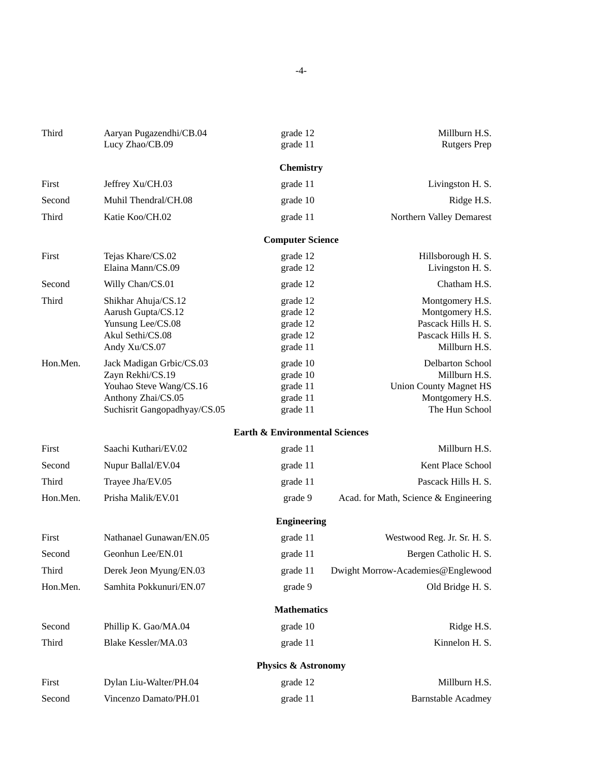| | | | |
|---|---|---|---|
| Third | Aaryan Pugazendhi/CB.04 | grade 12 | Millburn H.S. |
| | Lucy Zhao/CB.09 | grade 11 | Rutgers Prep |

### Chemistry

| | | | |
|---|---|---|---|
| First | Jeffrey Xu/CH.03 | grade 11 | Livingston H. S. |
| Second | Muhil Thendral/CH.08 | grade 10 | Ridge H.S. |
| Third | Katie Koo/CH.02 | grade 11 | Northern Valley Demarest |

### Computer Science

| | | | |
|---|---|---|---|
| First | Tejas Khare/CS.02 | grade 12 | Hillsborough H. S. |
| | Elaina Mann/CS.09 | grade 12 | Livingston H. S. |
| Second | Willy Chan/CS.01 | grade 12 | Chatham H.S. |
| Third | Shikhar Ahuja/CS.12 | grade 12 | Montgomery H.S. |
| | Aarush Gupta/CS.12 | grade 12 | Montgomery H.S. |
| | Yunsung Lee/CS.08 | grade 12 | Pascack Hills H. S. |
| | Akul Sethi/CS.08 | grade 12 | Pascack Hills H. S. |
| | Andy Xu/CS.07 | grade 11 | Millburn H.S. |
| Hon.Men. | Jack Madigan Grbic/CS.03 | grade 10 | Delbarton School |
| | Zayn Rekhi/CS.19 | grade 10 | Millburn H.S. |
| | Youhao Steve Wang/CS.16 | grade 11 | Union County Magnet HS |
| | Anthony Zhai/CS.05 | grade 11 | Montgomery H.S. |
| | Suchisrit Gangopadhyay/CS.05 | grade 11 | The Hun School |

### Earth & Environmental Sciences

| | | | |
|---|---|---|---|
| First | Saachi Kuthari/EV.02 | grade 11 | Millburn H.S. |
| Second | Nupur Ballal/EV.04 | grade 11 | Kent Place School |
| Third | Trayee Jha/EV.05 | grade 11 | Pascack Hills H. S. |
| Hon.Men. | Prisha Malik/EV.01 | grade 9 | Acad. for Math, Science & Engineering |

### Engineering

| | | | |
|---|---|---|---|
| First | Nathanael Gunawan/EN.05 | grade 11 | Westwood Reg. Jr. Sr. H. S. |
| Second | Geonhun Lee/EN.01 | grade 11 | Bergen Catholic H. S. |
| Third | Derek Jeon Myung/EN.03 | grade 11 | Dwight Morrow-Academies@Englewood |
| Hon.Men. | Samhita Pokkunuri/EN.07 | grade 9 | Old Bridge H. S. |

### Mathematics

| | | | |
|---|---|---|---|
| Second | Phillip K. Gao/MA.04 | grade 10 | Ridge H.S. |
| Third | Blake Kessler/MA.03 | grade 11 | Kinnelon H. S. |

### Physics & Astronomy

| | | | |
|---|---|---|---|
| First | Dylan Liu-Walter/PH.04 | grade 12 | Millburn H.S. |
| Second | Vincenzo Damato/PH.01 | grade 11 | Barnstable Acadmey |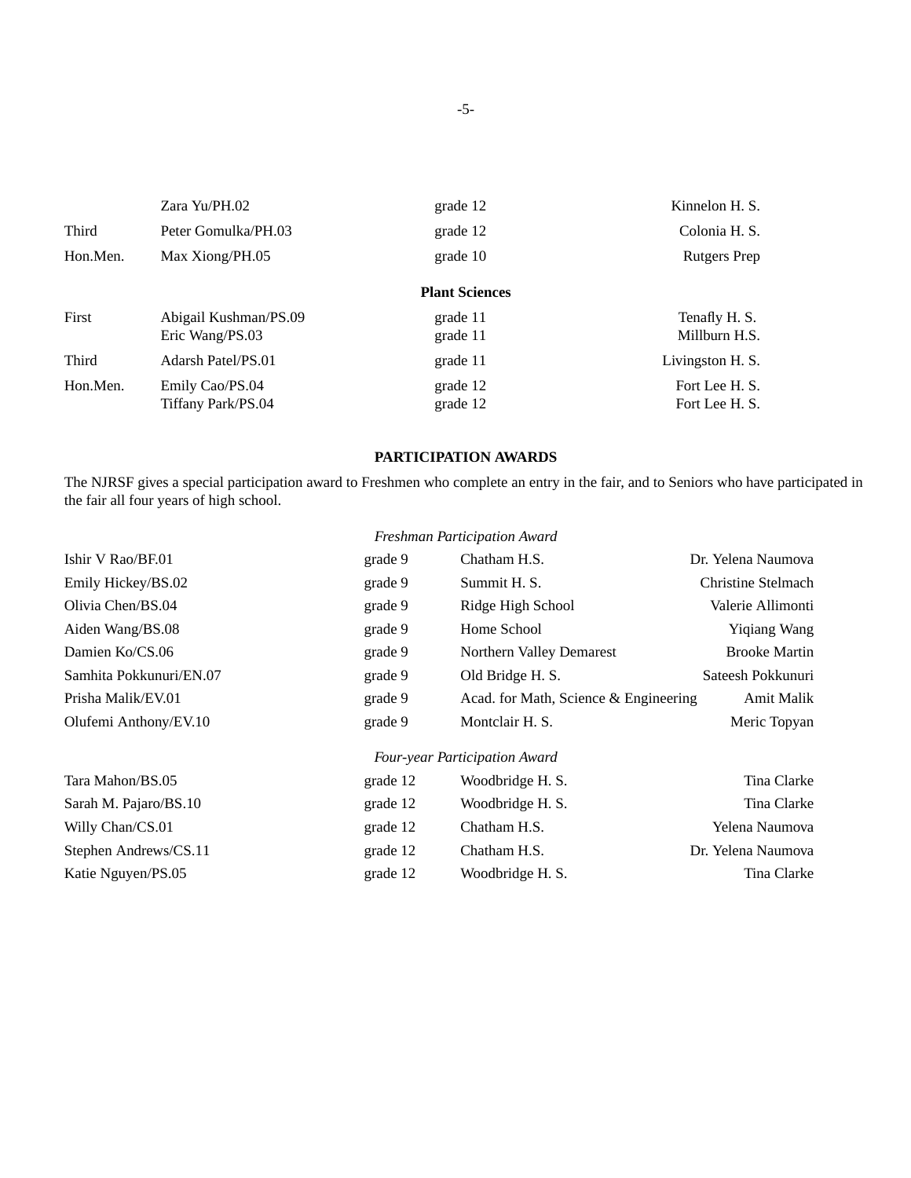| | | | |
|---|---|---|---|
| | Zara Yu/PH.02 | grade 12 | Kinnelon H. S. |
| Third | Peter Gomulka/PH.03 | grade 12 | Colonia H. S. |
| Hon.Men. | Max Xiong/PH.05 | grade 10 | Rutgers Prep |

**Plant Sciences**

| | | | |
|---|---|---|---|
| First | Abigail Kushman/PS.09 | grade 11 | Tenafly H. S. |
| | Eric Wang/PS.03 | grade 11 | Millburn H.S. |
| Third | Adarsh Patel/PS.01 | grade 11 | Livingston H. S. |
| Hon.Men. | Emily Cao/PS.04 | grade 12 | Fort Lee H. S. |
| | Tiffany Park/PS.04 | grade 12 | Fort Lee H. S. |

## PARTICIPATION AWARDS

The NJRSF gives a special participation award to Freshmen who complete an entry in the fair, and to Seniors who have participated in the fair all four years of high school.

*Freshman Participation Award*

| | | | |
|---|---|---|---|
| Ishir V Rao/BF.01 | grade 9 | Chatham H.S. | Dr. Yelena Naumova |
| Emily Hickey/BS.02 | grade 9 | Summit H. S. | Christine Stelmach |
| Olivia Chen/BS.04 | grade 9 | Ridge High School | Valerie Allimonti |
| Aiden Wang/BS.08 | grade 9 | Home School | Yiqiang Wang |
| Damien Ko/CS.06 | grade 9 | Northern Valley Demarest | Brooke Martin |
| Samhita Pokkunuri/EN.07 | grade 9 | Old Bridge H. S. | Sateesh Pokkunuri |
| Prisha Malik/EV.01 | grade 9 | Acad. for Math, Science & Engineering | Amit Malik |
| Olufemi Anthony/EV.10 | grade 9 | Montclair H. S. | Meric Topyan |

*Four-year Participation Award*

| | | | |
|---|---|---|---|
| Tara Mahon/BS.05 | grade 12 | Woodbridge H. S. | Tina Clarke |
| Sarah M. Pajaro/BS.10 | grade 12 | Woodbridge H. S. | Tina Clarke |
| Willy Chan/CS.01 | grade 12 | Chatham H.S. | Yelena Naumova |
| Stephen Andrews/CS.11 | grade 12 | Chatham H.S. | Dr. Yelena Naumova |
| Katie Nguyen/PS.05 | grade 12 | Woodbridge H. S. | Tina Clarke |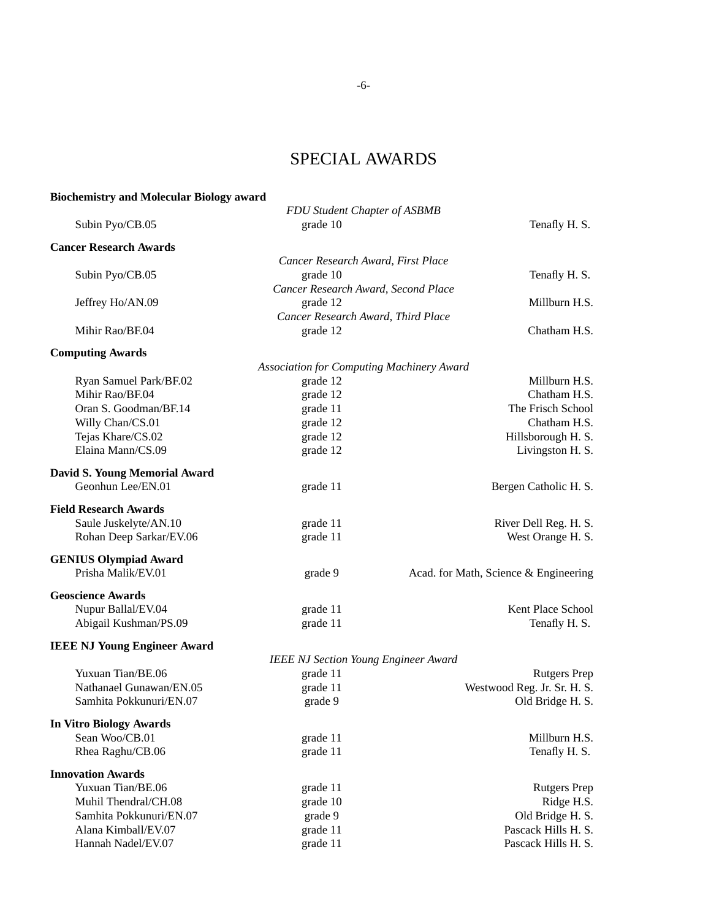# SPECIAL AWARDS

**Biochemistry and Molecular Biology award**

*FDU Student Chapter of ASBMB*

| | | |
|---|---|---|
| Subin Pyo/CB.05 | grade 10 | Tenafly H. S. |

**Cancer Research Awards**

*Cancer Research Award, First Place*

| | | |
|---|---|---|
| Subin Pyo/CB.05 | grade 10 | Tenafly H. S. |

*Cancer Research Award, Second Place*

| | | |
|---|---|---|
| Jeffrey Ho/AN.09 | grade 12 | Millburn H.S. |

*Cancer Research Award, Third Place*

| | | |
|---|---|---|
| Mihir Rao/BF.04 | grade 12 | Chatham H.S. |

**Computing Awards**

*Association for Computing Machinery Award*

| | | |
|---|---|---|
| Ryan Samuel Park/BF.02 | grade 12 | Millburn H.S. |
| Mihir Rao/BF.04 | grade 12 | Chatham H.S. |
| Oran S. Goodman/BF.14 | grade 11 | The Frisch School |
| Willy Chan/CS.01 | grade 12 | Chatham H.S. |
| Tejas Khare/CS.02 | grade 12 | Hillsborough H. S. |
| Elaina Mann/CS.09 | grade 12 | Livingston H. S. |

**David S. Young Memorial Award**

| | | |
|---|---|---|
| Geonhun Lee/EN.01 | grade 11 | Bergen Catholic H. S. |

**Field Research Awards**

| | | |
|---|---|---|
| Saule Juskelyte/AN.10 | grade 11 | River Dell Reg. H. S. |
| Rohan Deep Sarkar/EV.06 | grade 11 | West Orange H. S. |

**GENIUS Olympiad Award**

| | | |
|---|---|---|
| Prisha Malik/EV.01 | grade 9 | Acad. for Math, Science & Engineering |

**Geoscience Awards**

| | | |
|---|---|---|
| Nupur Ballal/EV.04 | grade 11 | Kent Place School |
| Abigail Kushman/PS.09 | grade 11 | Tenafly H. S. |

**IEEE NJ Young Engineer Award**

*IEEE NJ Section Young Engineer Award*

| | | |
|---|---|---|
| Yuxuan Tian/BE.06 | grade 11 | Rutgers Prep |
| Nathanael Gunawan/EN.05 | grade 11 | Westwood Reg. Jr. Sr. H. S. |
| Samhita Pokkunuri/EN.07 | grade 9 | Old Bridge H. S. |

**In Vitro Biology Awards**

| | | |
|---|---|---|
| Sean Woo/CB.01 | grade 11 | Millburn H.S. |
| Rhea Raghu/CB.06 | grade 11 | Tenafly H. S. |

**Innovation Awards**

| | | |
|---|---|---|
| Yuxuan Tian/BE.06 | grade 11 | Rutgers Prep |
| Muhil Thendral/CH.08 | grade 10 | Ridge H.S. |
| Samhita Pokkunuri/EN.07 | grade 9 | Old Bridge H. S. |
| Alana Kimball/EV.07 | grade 11 | Pascack Hills H. S. |
| Hannah Nadel/EV.07 | grade 11 | Pascack Hills H. S. |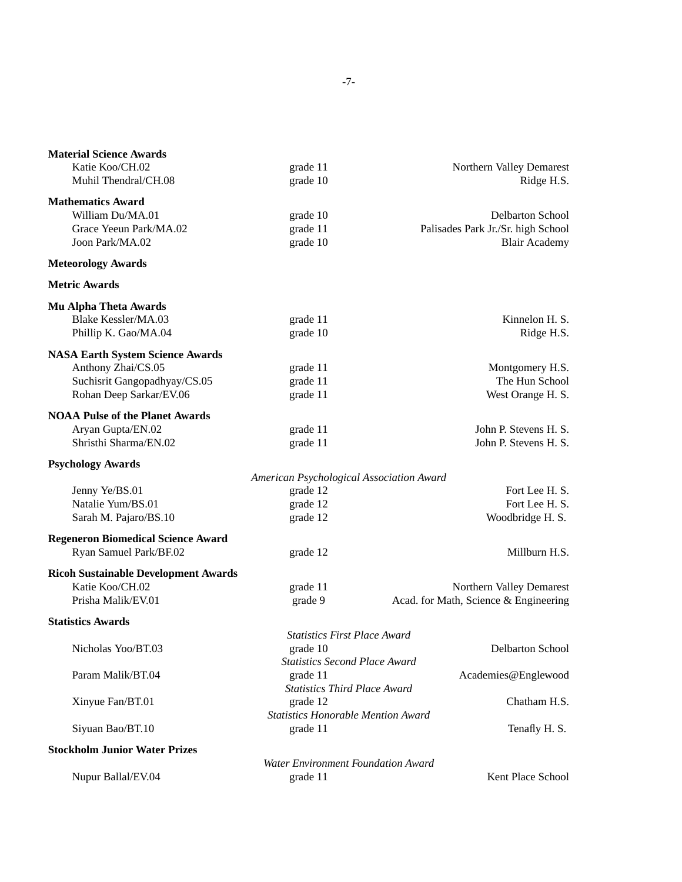**Material Science Awards**

| | | |
|---|---|---|
| Katie Koo/CH.02 | grade 11 | Northern Valley Demarest |
| Muhil Thendral/CH.08 | grade 10 | Ridge H.S. |

**Mathematics Award**

| | | |
|---|---|---|
| William Du/MA.01 | grade 10 | Delbarton School |
| Grace Yeeun Park/MA.02 | grade 11 | Palisades Park Jr./Sr. high School |
| Joon Park/MA.02 | grade 10 | Blair Academy |

**Meteorology Awards**

**Metric Awards**

**Mu Alpha Theta Awards**

| | | |
|---|---|---|
| Blake Kessler/MA.03 | grade 11 | Kinnelon H. S. |
| Phillip K. Gao/MA.04 | grade 10 | Ridge H.S. |

**NASA Earth System Science Awards**

| | | |
|---|---|---|
| Anthony Zhai/CS.05 | grade 11 | Montgomery H.S. |
| Suchisrit Gangopadhyay/CS.05 | grade 11 | The Hun School |
| Rohan Deep Sarkar/EV.06 | grade 11 | West Orange H. S. |

**NOAA Pulse of the Planet Awards**

| | | |
|---|---|---|
| Aryan Gupta/EN.02 | grade 11 | John P. Stevens H. S. |
| Shristhi Sharma/EN.02 | grade 11 | John P. Stevens H. S. |

**Psychology Awards**

*American Psychological Association Award*

| | | |
|---|---|---|
| Jenny Ye/BS.01 | grade 12 | Fort Lee H. S. |
| Natalie Yum/BS.01 | grade 12 | Fort Lee H. S. |
| Sarah M. Pajaro/BS.10 | grade 12 | Woodbridge H. S. |

**Regeneron Biomedical Science Award**

| | | |
|---|---|---|
| Ryan Samuel Park/BF.02 | grade 12 | Millburn H.S. |

**Ricoh Sustainable Development Awards**

| | | |
|---|---|---|
| Katie Koo/CH.02 | grade 11 | Northern Valley Demarest |
| Prisha Malik/EV.01 | grade 9 | Acad. for Math, Science & Engineering |

**Statistics Awards**

*Statistics First Place Award*

| | | |
|---|---|---|
| Nicholas Yoo/BT.03 | grade 10 | Delbarton School |

*Statistics Second Place Award*

| | | |
|---|---|---|
| Param Malik/BT.04 | grade 11 | Academies@Englewood |

*Statistics Third Place Award*

| | | |
|---|---|---|
| Xinyue Fan/BT.01 | grade 12 | Chatham H.S. |

*Statistics Honorable Mention Award*

| | | |
|---|---|---|
| Siyuan Bao/BT.10 | grade 11 | Tenafly H. S. |

**Stockholm Junior Water Prizes**

*Water Environment Foundation Award*

| | | |
|---|---|---|
| Nupur Ballal/EV.04 | grade 11 | Kent Place School |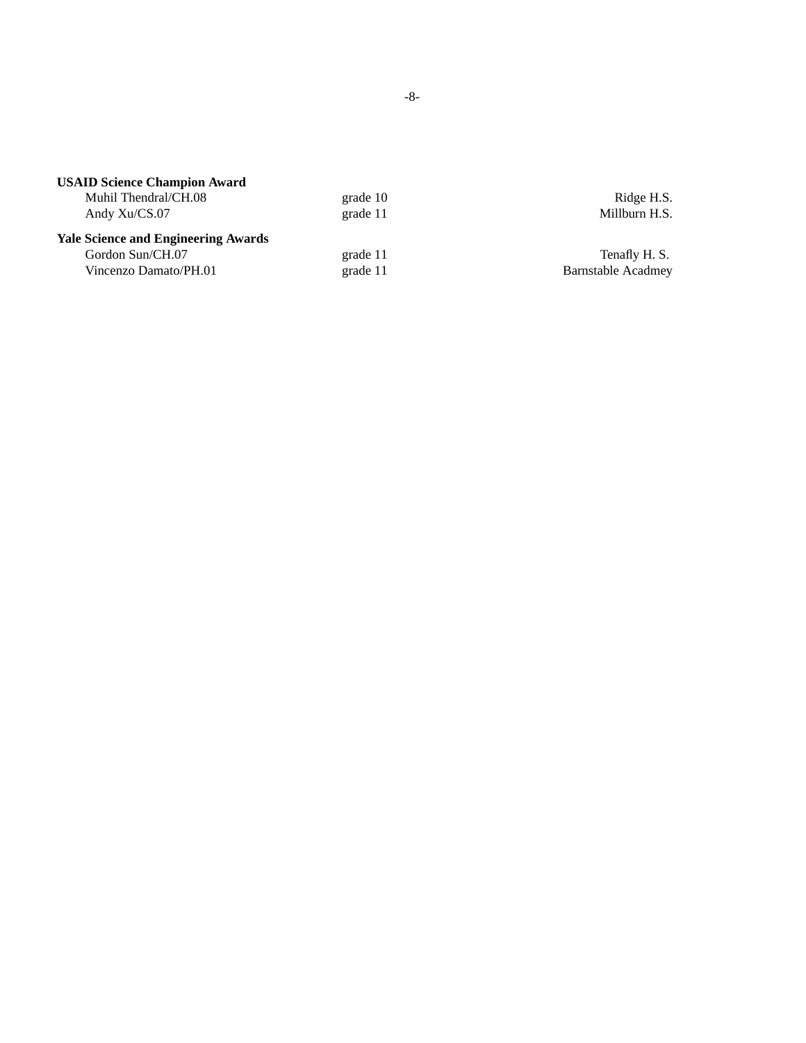**USAID Science Champion Award**

| | | |
|---|---|---|
| Muhil Thendral/CH.08 | grade 10 | Ridge H.S. |
| Andy Xu/CS.07 | grade 11 | Millburn H.S. |

**Yale Science and Engineering Awards**

| | | |
|---|---|---|
| Gordon Sun/CH.07 | grade 11 | Tenafly H. S. |
| Vincenzo Damato/PH.01 | grade 11 | Barnstable Acadmey |